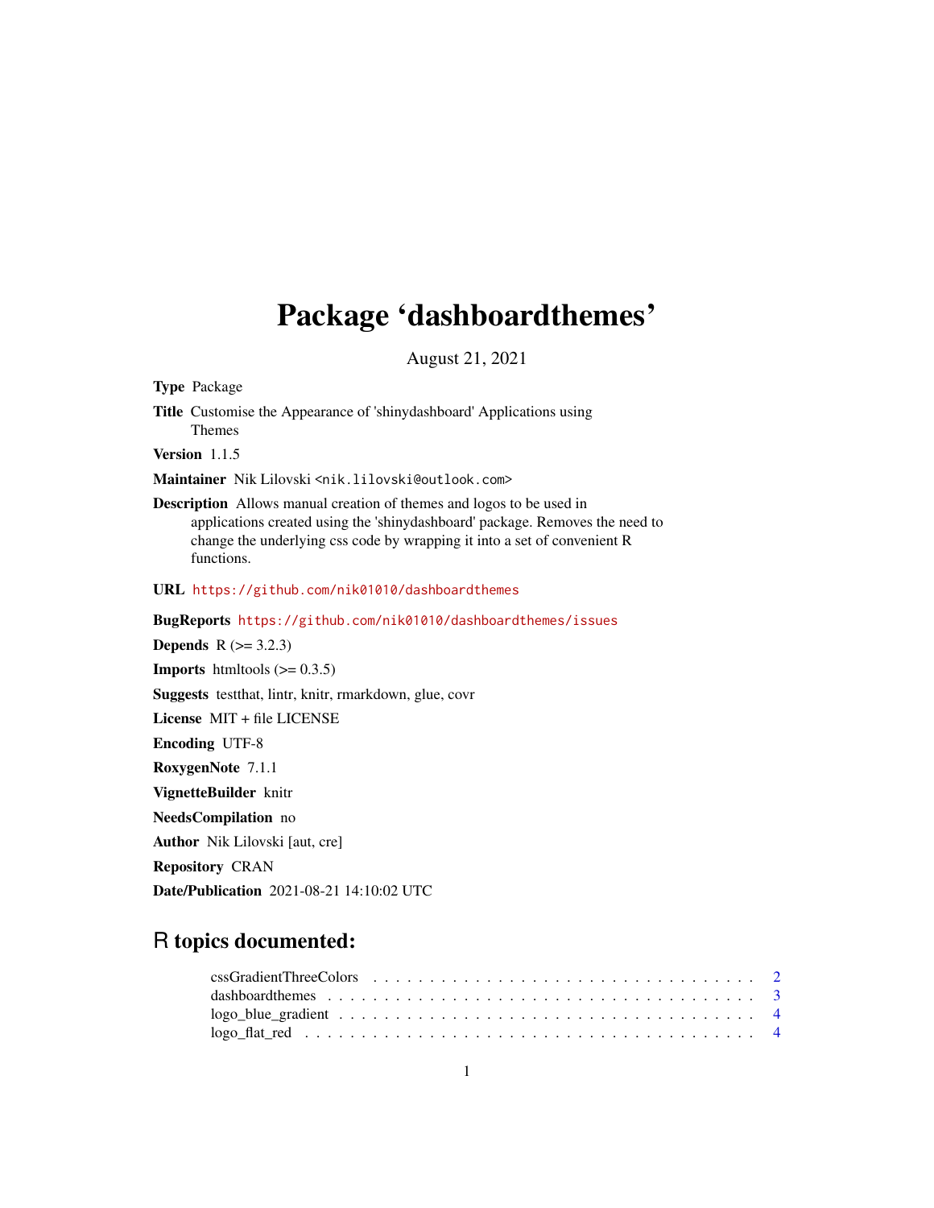# Package 'dashboardthemes'

August 21, 2021

**Type** Package

**Title** Customise the Appearance of 'shinydashboard' Applications using Themes

**Version** 1.1.5

**Maintainer** Nik Lilovski <nik.lilovski@outlook.com>

**Description** Allows manual creation of themes and logos to be used in applications created using the 'shinydashboard' package. Removes the need to change the underlying css code by wrapping it into a set of convenient R functions.

**URL** https://github.com/nik01010/dashboardthemes

**BugReports** https://github.com/nik01010/dashboardthemes/issues

**Depends** R (>= 3.2.3)

**Imports** htmltools (>= 0.3.5)

**Suggests** testthat, lintr, knitr, rmarkdown, glue, covr

**License** MIT + file LICENSE

**Encoding** UTF-8

**RoxygenNote** 7.1.1

**VignetteBuilder** knitr

**NeedsCompilation** no

**Author** Nik Lilovski [aut, cre]

**Repository** CRAN

**Date/Publication** 2021-08-21 14:10:02 UTC

## R topics documented:

cssGradientThreeColors . . . . . . . . . . . . . . . . . . . . . . . . . . . . . . . . . 2
dashboardthemes . . . . . . . . . . . . . . . . . . . . . . . . . . . . . . . . . . . . . 3
logo_blue_gradient . . . . . . . . . . . . . . . . . . . . . . . . . . . . . . . . . . . . 4
logo_flat_red . . . . . . . . . . . . . . . . . . . . . . . . . . . . . . . . . . . . . . . 4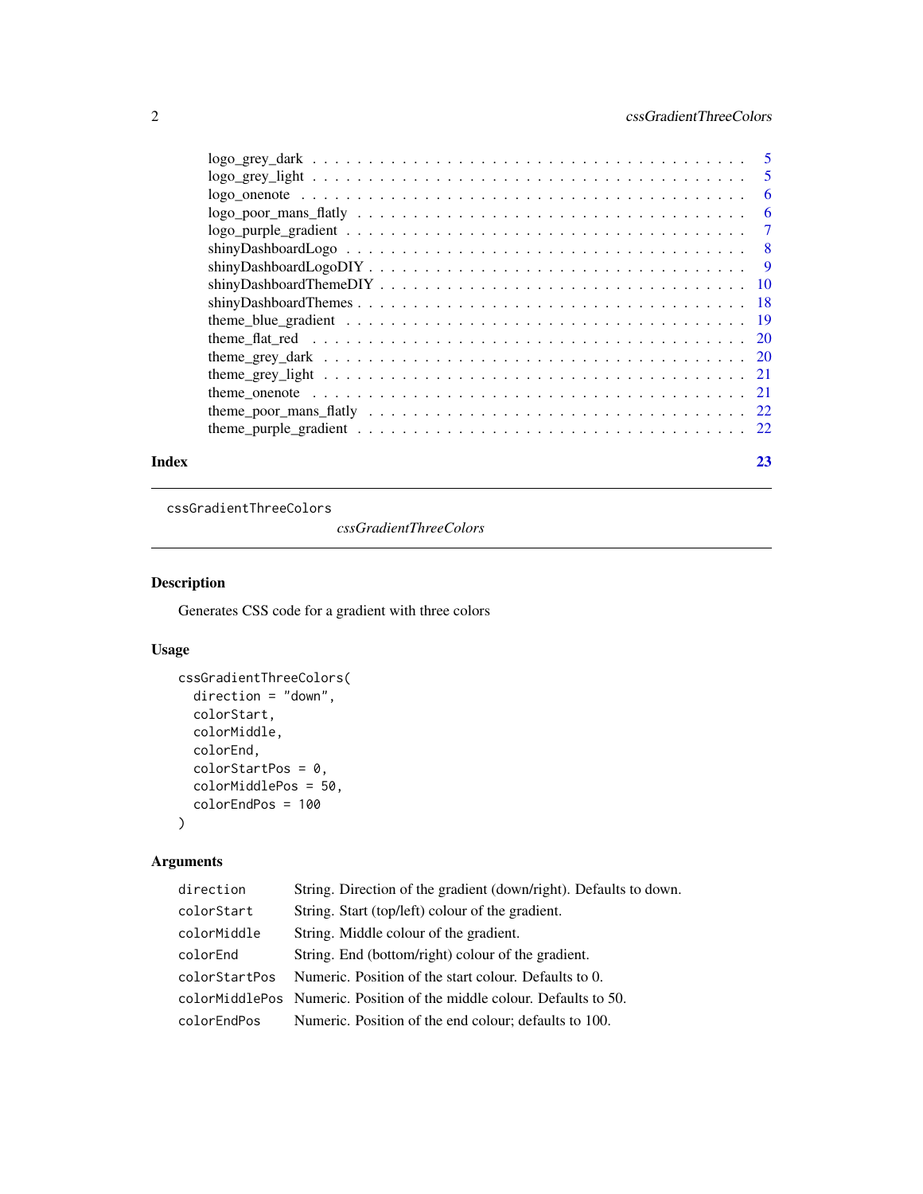| | |
|---|---|
| logo_grey_dark | 5 |
| logo_grey_light | 5 |
| logo_onenote | 6 |
| logo_poor_mans_flatly | 6 |
| logo_purple_gradient | 7 |
| shinyDashboardLogo | 8 |
| shinyDashboardLogoDIY | 9 |
| shinyDashboardThemeDIY | 10 |
| shinyDashboardThemes | 18 |
| theme_blue_gradient | 19 |
| theme_flat_red | 20 |
| theme_grey_dark | 20 |
| theme_grey_light | 21 |
| theme_onenote | 21 |
| theme_poor_mans_flatly | 22 |
| theme_purple_gradient | 22 |

**Index** 23

---

cssGradientThreeColors

*cssGradientThreeColors*

---

## Description

Generates CSS code for a gradient with three colors

## Usage

```
cssGradientThreeColors(
  direction = "down",
  colorStart,
  colorMiddle,
  colorEnd,
  colorStartPos = 0,
  colorMiddlePos = 50,
  colorEndPos = 100
)
```

## Arguments

| | |
|---|---|
| direction | String. Direction of the gradient (down/right). Defaults to down. |
| colorStart | String. Start (top/left) colour of the gradient. |
| colorMiddle | String. Middle colour of the gradient. |
| colorEnd | String. End (bottom/right) colour of the gradient. |
| colorStartPos | Numeric. Position of the start colour. Defaults to 0. |
| colorMiddlePos | Numeric. Position of the middle colour. Defaults to 50. |
| colorEndPos | Numeric. Position of the end colour; defaults to 100. |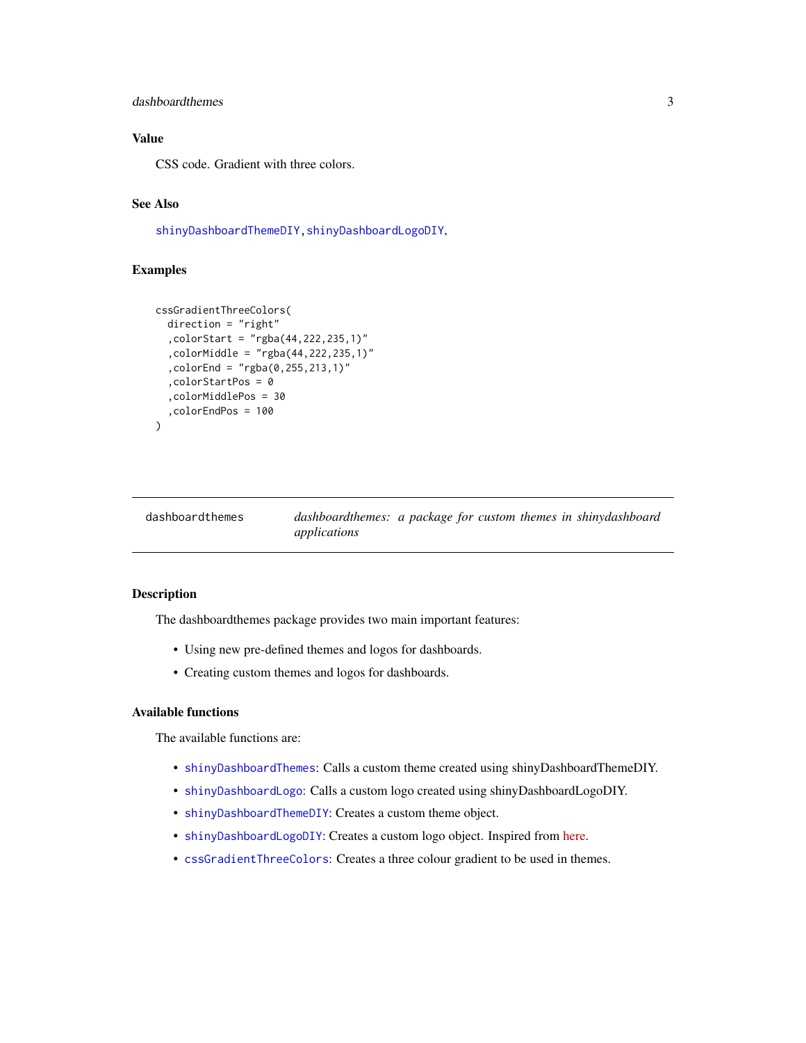### Value

CSS code. Gradient with three colors.

### See Also

shinyDashboardThemeDIY, shinyDashboardLogoDIY,

### Examples

```
cssGradientThreeColors(
  direction = "right"
  ,colorStart = "rgba(44,222,235,1)"
  ,colorMiddle = "rgba(44,222,235,1)"
  ,colorEnd = "rgba(0,255,213,1)"
  ,colorStartPos = 0
  ,colorMiddlePos = 30
  ,colorEndPos = 100
)
```

---

## dashboardthemes — *dashboardthemes: a package for custom themes in shinydashboard applications*

### Description

The dashboardthemes package provides two main important features:

- Using new pre-defined themes and logos for dashboards.
- Creating custom themes and logos for dashboards.

### Available functions

The available functions are:

- shinyDashboardThemes: Calls a custom theme created using shinyDashboardThemeDIY.
- shinyDashboardLogo: Calls a custom logo created using shinyDashboardLogoDIY.
- shinyDashboardThemeDIY: Creates a custom theme object.
- shinyDashboardLogoDIY: Creates a custom logo object. Inspired from here.
- cssGradientThreeColors: Creates a three colour gradient to be used in themes.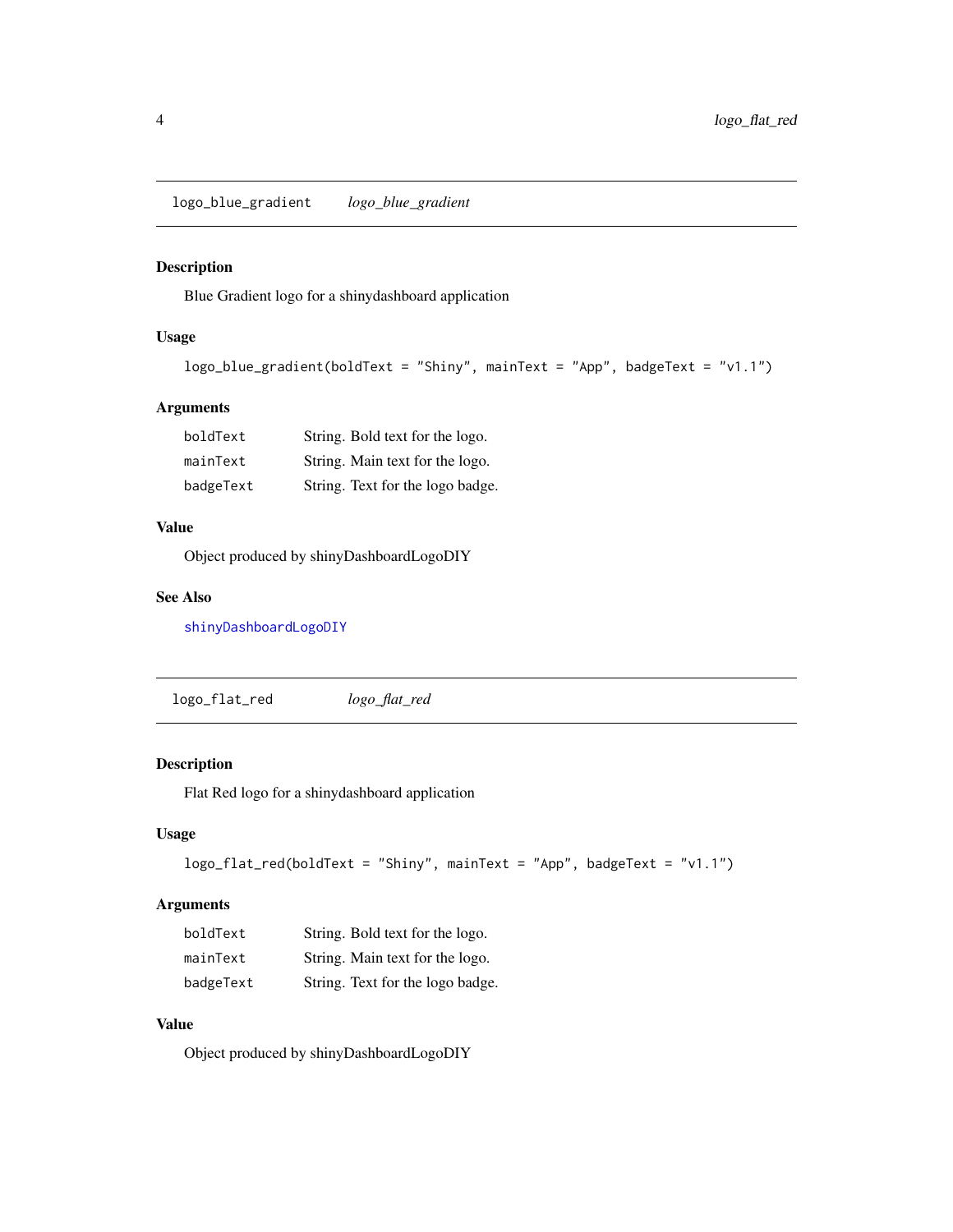## logo_blue_gradient    *logo_blue_gradient*

### Description

Blue Gradient logo for a shinydashboard application

### Usage

```
logo_blue_gradient(boldText = "Shiny", mainText = "App", badgeText = "v1.1")
```

### Arguments

| | |
|---|---|
| boldText | String. Bold text for the logo. |
| mainText | String. Main text for the logo. |
| badgeText | String. Text for the logo badge. |

### Value

Object produced by shinyDashboardLogoDIY

### See Also

shinyDashboardLogoDIY

## logo_flat_red    *logo_flat_red*

### Description

Flat Red logo for a shinydashboard application

### Usage

```
logo_flat_red(boldText = "Shiny", mainText = "App", badgeText = "v1.1")
```

### Arguments

| | |
|---|---|
| boldText | String. Bold text for the logo. |
| mainText | String. Main text for the logo. |
| badgeText | String. Text for the logo badge. |

### Value

Object produced by shinyDashboardLogoDIY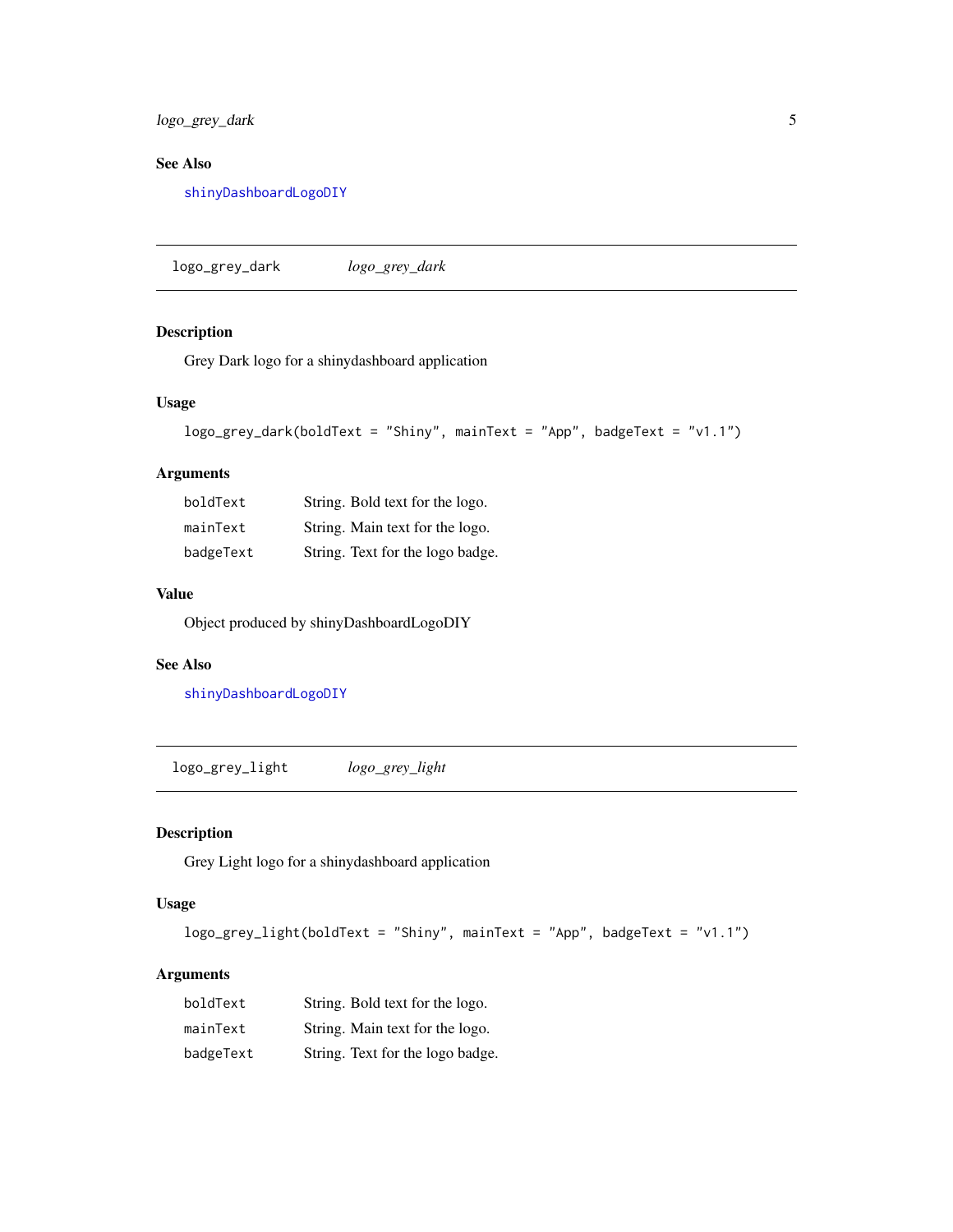## See Also

shinyDashboardLogoDIY

---

## logo_grey_dark *logo_grey_dark*

### Description

Grey Dark logo for a shinydashboard application

### Usage

```
logo_grey_dark(boldText = "Shiny", mainText = "App", badgeText = "v1.1")
```

### Arguments

| | |
|---|---|
| boldText | String. Bold text for the logo. |
| mainText | String. Main text for the logo. |
| badgeText | String. Text for the logo badge. |

### Value

Object produced by shinyDashboardLogoDIY

### See Also

shinyDashboardLogoDIY

---

## logo_grey_light *logo_grey_light*

### Description

Grey Light logo for a shinydashboard application

### Usage

```
logo_grey_light(boldText = "Shiny", mainText = "App", badgeText = "v1.1")
```

### Arguments

| | |
|---|---|
| boldText | String. Bold text for the logo. |
| mainText | String. Main text for the logo. |
| badgeText | String. Text for the logo badge. |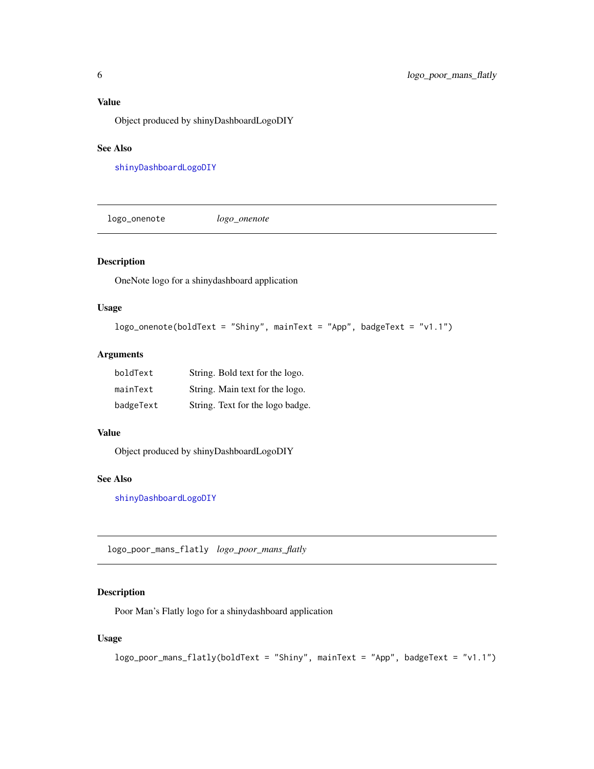### Value

Object produced by shinyDashboardLogoDIY

### See Also

shinyDashboardLogoDIY

---

## logo_onenote    *logo_onenote*

---

### Description

OneNote logo for a shinydashboard application

### Usage

```
logo_onenote(boldText = "Shiny", mainText = "App", badgeText = "v1.1")
```

### Arguments

| | |
|---|---|
| boldText | String. Bold text for the logo. |
| mainText | String. Main text for the logo. |
| badgeText | String. Text for the logo badge. |

### Value

Object produced by shinyDashboardLogoDIY

### See Also

shinyDashboardLogoDIY

---

## logo_poor_mans_flatly    *logo_poor_mans_flatly*

---

### Description

Poor Man's Flatly logo for a shinydashboard application

### Usage

```
logo_poor_mans_flatly(boldText = "Shiny", mainText = "App", badgeText = "v1.1")
```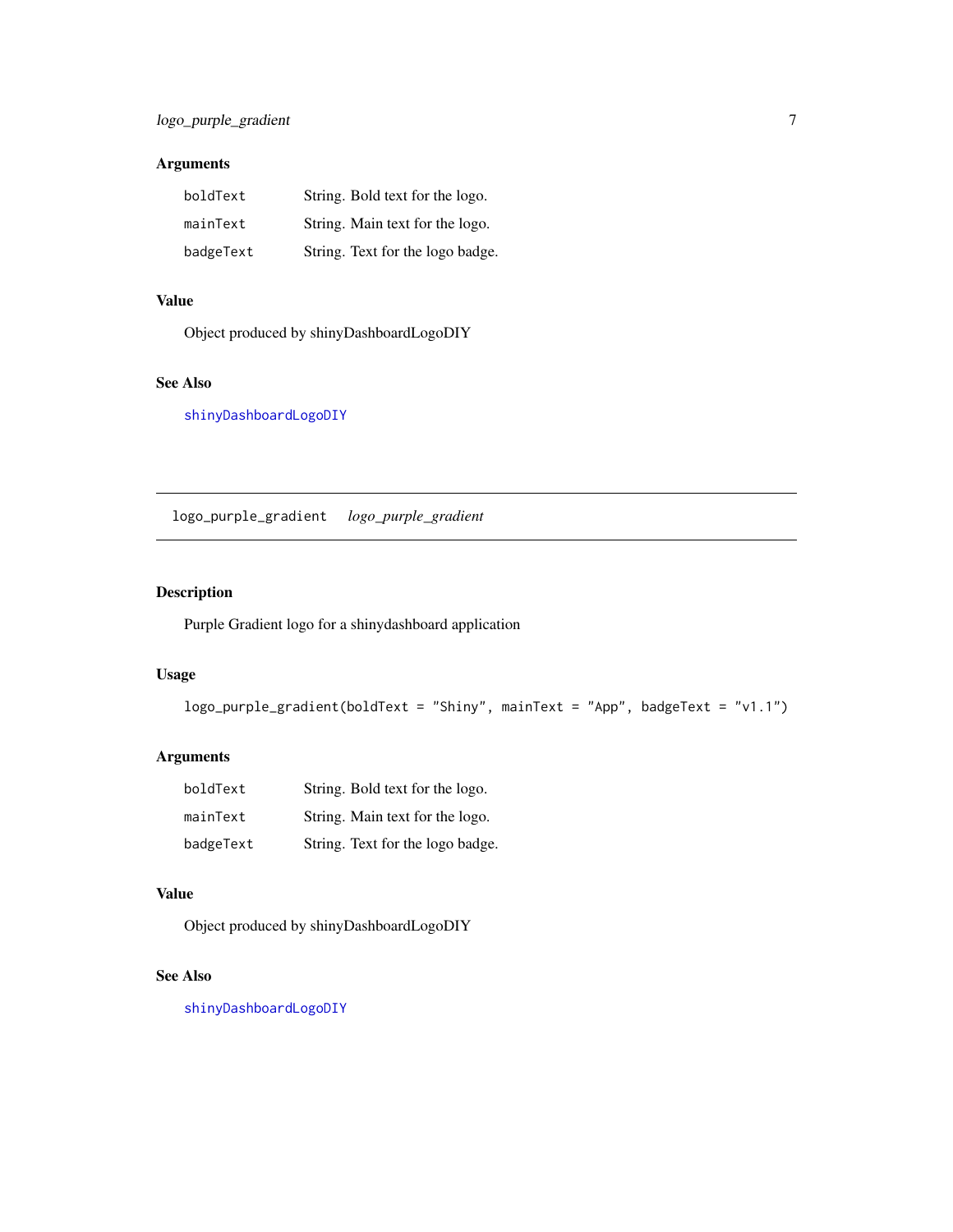### Arguments

| | |
|---|---|
| boldText | String. Bold text for the logo. |
| mainText | String. Main text for the logo. |
| badgeText | String. Text for the logo badge. |

### Value

Object produced by shinyDashboardLogoDIY

### See Also

shinyDashboardLogoDIY

---

## logo_purple_gradient    *logo_purple_gradient*

---

### Description

Purple Gradient logo for a shinydashboard application

### Usage

```
logo_purple_gradient(boldText = "Shiny", mainText = "App", badgeText = "v1.1")
```

### Arguments

| | |
|---|---|
| boldText | String. Bold text for the logo. |
| mainText | String. Main text for the logo. |
| badgeText | String. Text for the logo badge. |

### Value

Object produced by shinyDashboardLogoDIY

### See Also

shinyDashboardLogoDIY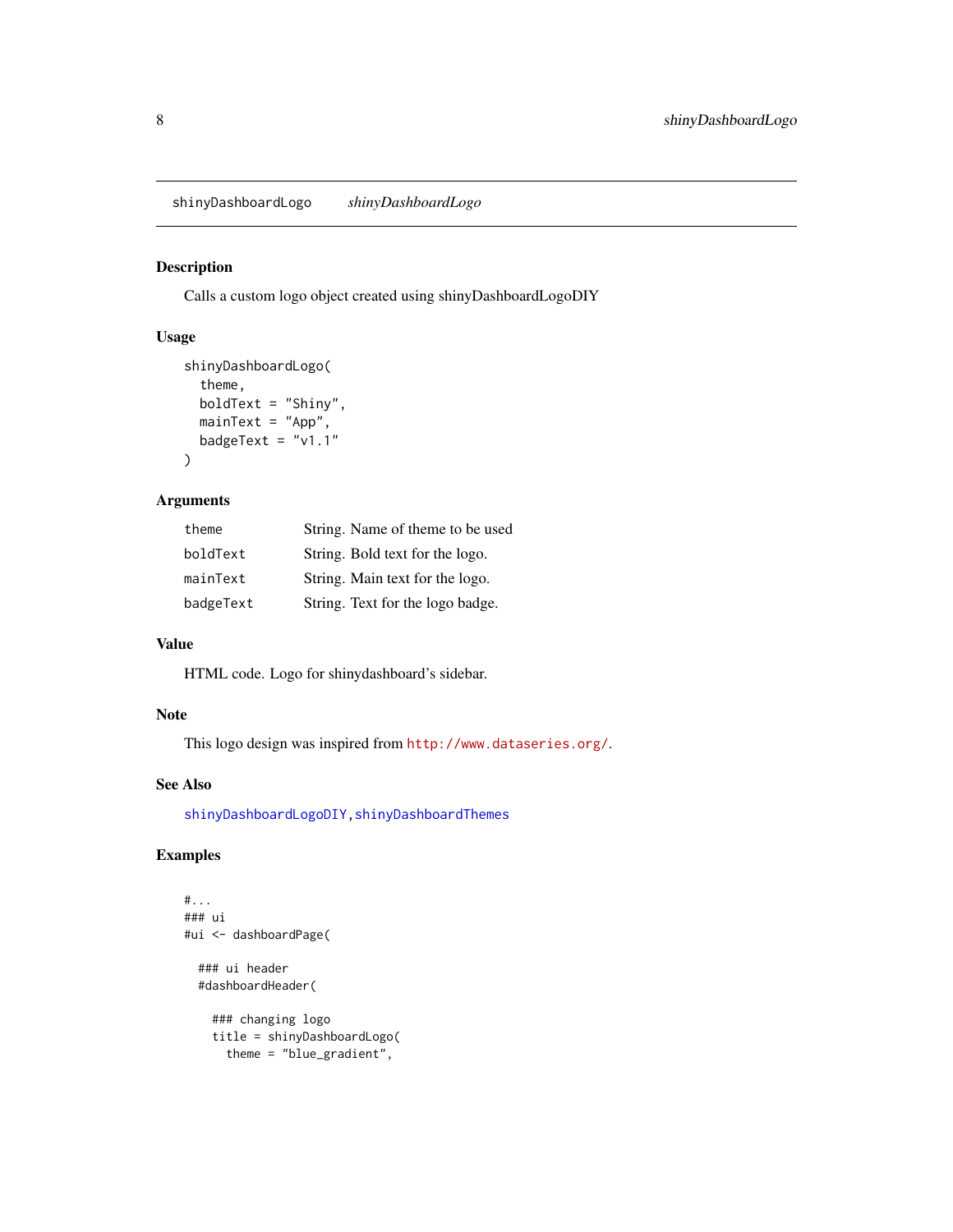`shinyDashboardLogo` *shinyDashboardLogo*

## Description

Calls a custom logo object created using shinyDashboardLogoDIY

## Usage

```
shinyDashboardLogo(
  theme,
  boldText = "Shiny",
  mainText = "App",
  badgeText = "v1.1"
)
```

## Arguments

| | |
|---|---|
| `theme` | String. Name of theme to be used |
| `boldText` | String. Bold text for the logo. |
| `mainText` | String. Main text for the logo. |
| `badgeText` | String. Text for the logo badge. |

## Value

HTML code. Logo for shinydashboard's sidebar.

## Note

This logo design was inspired from `http://www.dataseries.org/`.

## See Also

`shinyDashboardLogoDIY`, `shinyDashboardThemes`

## Examples

```
#...
### ui
#ui <- dashboardPage(

  ### ui header
  #dashboardHeader(

    ### changing logo
    title = shinyDashboardLogo(
      theme = "blue_gradient",
```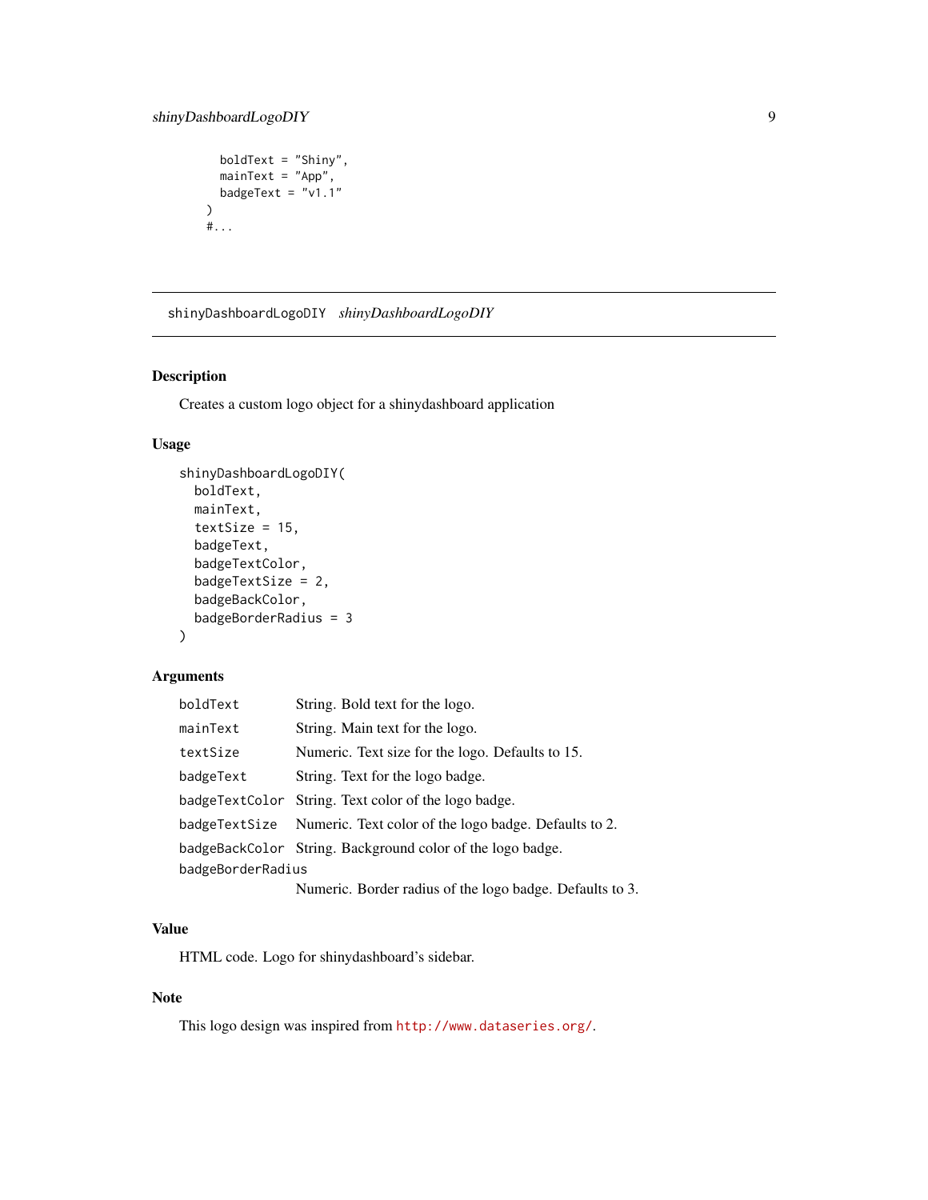```
    boldText = "Shiny",
    mainText = "App",
    badgeText = "v1.1"
  )
  #...
```

## shinyDashboardLogoDIY *shinyDashboardLogoDIY*

### Description

Creates a custom logo object for a shinydashboard application

### Usage

```
shinyDashboardLogoDIY(
  boldText,
  mainText,
  textSize = 15,
  badgeText,
  badgeTextColor,
  badgeTextSize = 2,
  badgeBackColor,
  badgeBorderRadius = 3
)
```

### Arguments

| | |
|---|---|
| boldText | String. Bold text for the logo. |
| mainText | String. Main text for the logo. |
| textSize | Numeric. Text size for the logo. Defaults to 15. |
| badgeText | String. Text for the logo badge. |
| badgeTextColor | String. Text color of the logo badge. |
| badgeTextSize | Numeric. Text color of the logo badge. Defaults to 2. |
| badgeBackColor | String. Background color of the logo badge. |
| badgeBorderRadius | Numeric. Border radius of the logo badge. Defaults to 3. |

### Value

HTML code. Logo for shinydashboard's sidebar.

### Note

This logo design was inspired from http://www.dataseries.org/.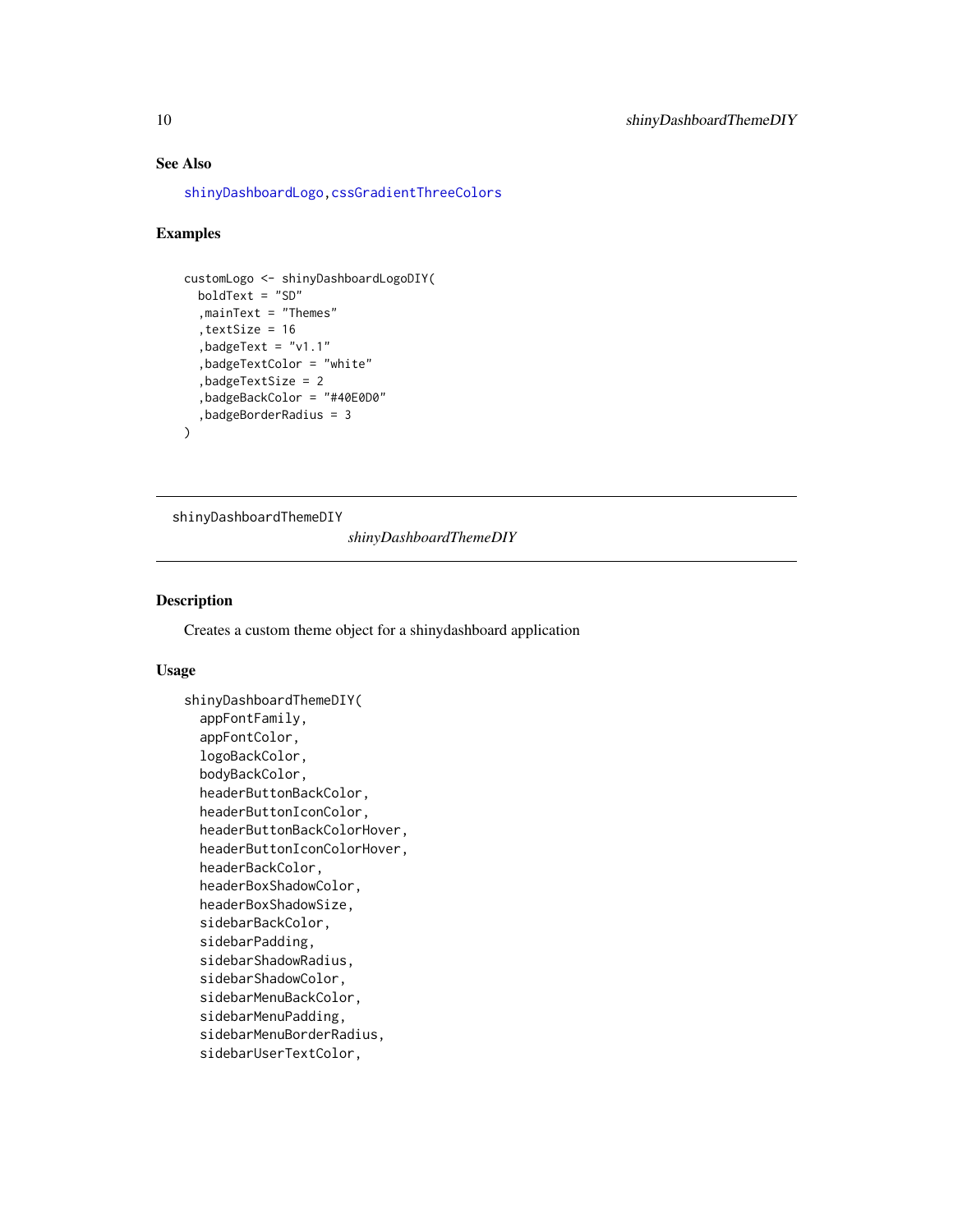## See Also

shinyDashboardLogo, cssGradientThreeColors

## Examples

```
customLogo <- shinyDashboardLogoDIY(
  boldText = "SD"
  ,mainText = "Themes"
  ,textSize = 16
  ,badgeText = "v1.1"
  ,badgeTextColor = "white"
  ,badgeTextSize = 2
  ,badgeBackColor = "#40E0D0"
  ,badgeBorderRadius = 3
)
```

---

shinyDashboardThemeDIY

# *shinyDashboardThemeDIY*

---

## Description

Creates a custom theme object for a shinydashboard application

## Usage

```
shinyDashboardThemeDIY(
  appFontFamily,
  appFontColor,
  logoBackColor,
  bodyBackColor,
  headerButtonBackColor,
  headerButtonIconColor,
  headerButtonBackColorHover,
  headerButtonIconColorHover,
  headerBackColor,
  headerBoxShadowColor,
  headerBoxShadowSize,
  sidebarBackColor,
  sidebarPadding,
  sidebarShadowRadius,
  sidebarShadowColor,
  sidebarMenuBackColor,
  sidebarMenuPadding,
  sidebarMenuBorderRadius,
  sidebarUserTextColor,
```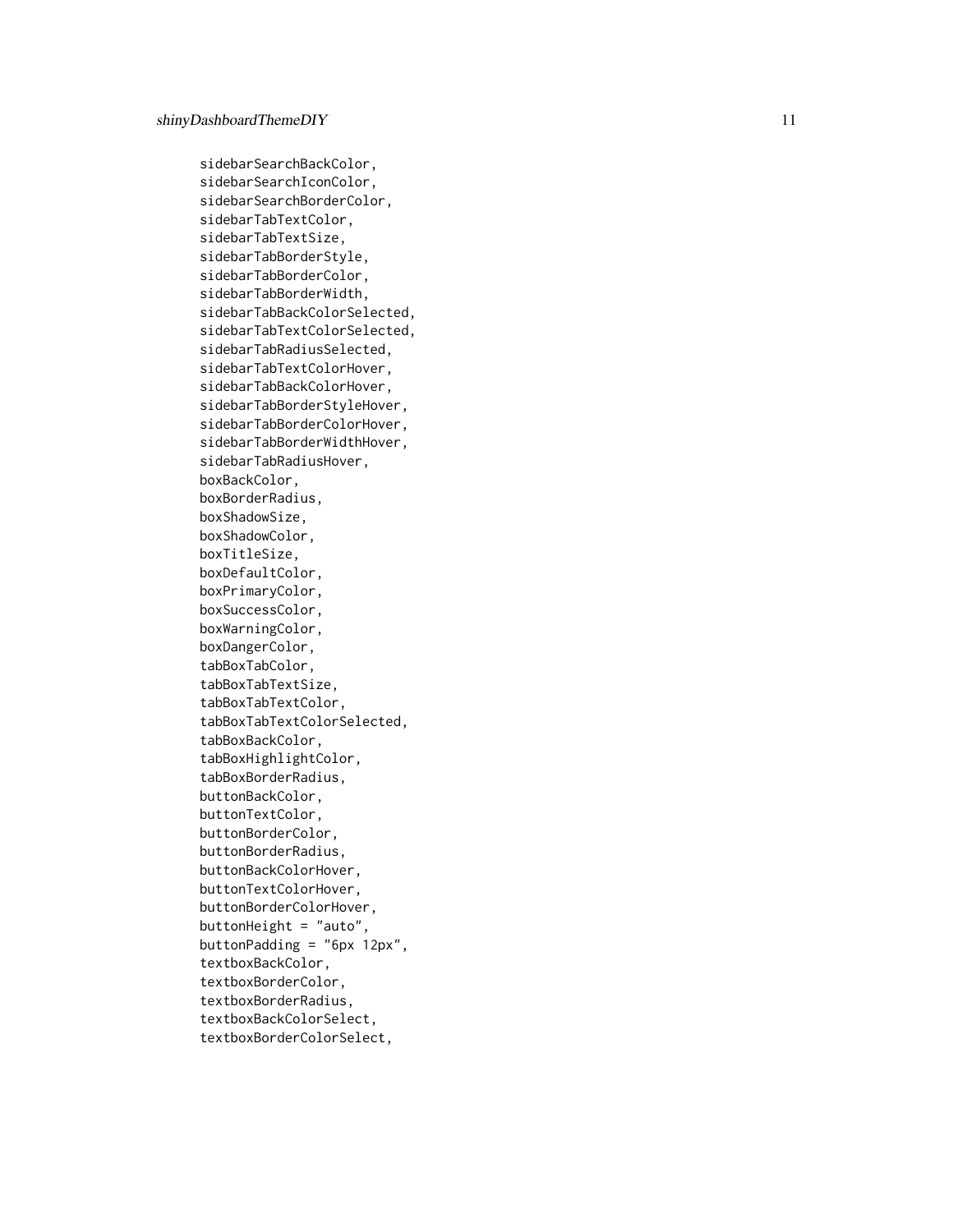```
sidebarSearchBackColor,
sidebarSearchIconColor,
sidebarSearchBorderColor,
sidebarTabTextColor,
sidebarTabTextSize,
sidebarTabBorderStyle,
sidebarTabBorderColor,
sidebarTabBorderWidth,
sidebarTabBackColorSelected,
sidebarTabTextColorSelected,
sidebarTabRadiusSelected,
sidebarTabTextColorHover,
sidebarTabBackColorHover,
sidebarTabBorderStyleHover,
sidebarTabBorderColorHover,
sidebarTabBorderWidthHover,
sidebarTabRadiusHover,
boxBackColor,
boxBorderRadius,
boxShadowSize,
boxShadowColor,
boxTitleSize,
boxDefaultColor,
boxPrimaryColor,
boxSuccessColor,
boxWarningColor,
boxDangerColor,
tabBoxTabColor,
tabBoxTabTextSize,
tabBoxTabTextColor,
tabBoxTabTextColorSelected,
tabBoxBackColor,
tabBoxHighlightColor,
tabBoxBorderRadius,
buttonBackColor,
buttonTextColor,
buttonBorderColor,
buttonBorderRadius,
buttonBackColorHover,
buttonTextColorHover,
buttonBorderColorHover,
buttonHeight = "auto",
buttonPadding = "6px 12px",
textboxBackColor,
textboxBorderColor,
textboxBorderRadius,
textboxBackColorSelect,
textboxBorderColorSelect,
```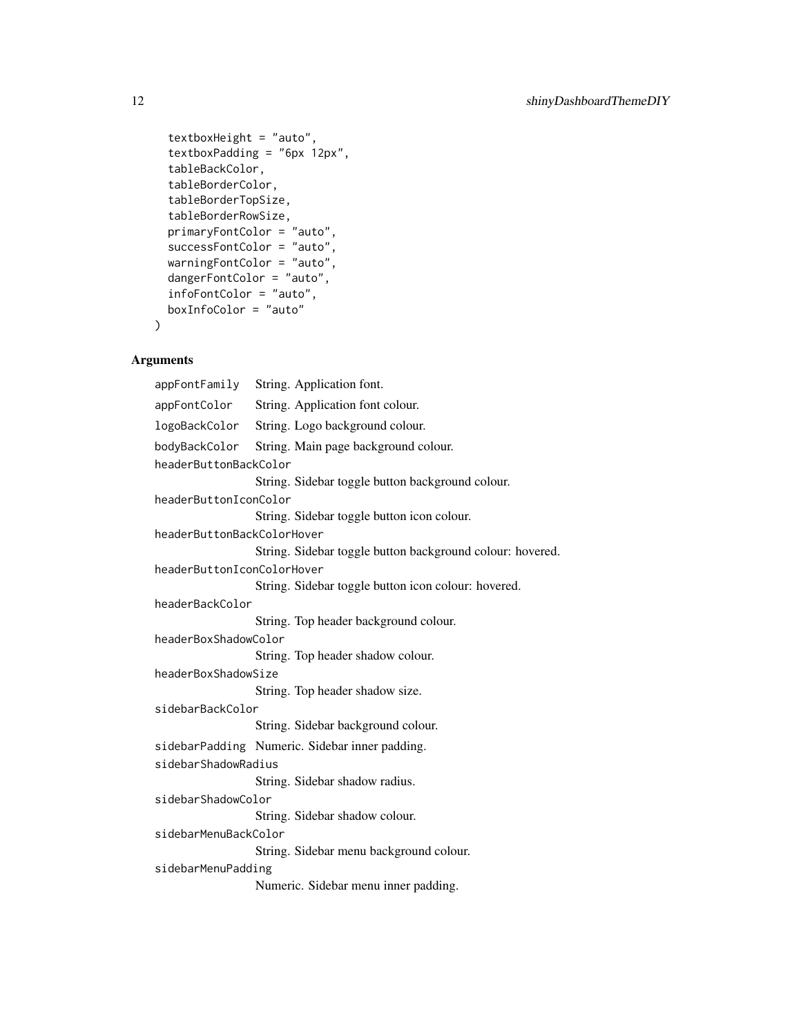```
  textboxHeight = "auto",
  textboxPadding = "6px 12px",
  tableBackColor,
  tableBorderColor,
  tableBorderTopSize,
  tableBorderRowSize,
  primaryFontColor = "auto",
  successFontColor = "auto",
  warningFontColor = "auto",
  dangerFontColor = "auto",
  infoFontColor = "auto",
  boxInfoColor = "auto"
)
```

## Arguments

`appFontFamily` String. Application font.

`appFontColor` String. Application font colour.

`logoBackColor` String. Logo background colour.

`bodyBackColor` String. Main page background colour.

`headerButtonBackColor`
String. Sidebar toggle button background colour.

`headerButtonIconColor`
String. Sidebar toggle button icon colour.

`headerButtonBackColorHover`
String. Sidebar toggle button background colour: hovered.

`headerButtonIconColorHover`
String. Sidebar toggle button icon colour: hovered.

`headerBackColor`
String. Top header background colour.

`headerBoxShadowColor`
String. Top header shadow colour.

`headerBoxShadowSize`
String. Top header shadow size.

`sidebarBackColor`
String. Sidebar background colour.

`sidebarPadding` Numeric. Sidebar inner padding.

`sidebarShadowRadius`
String. Sidebar shadow radius.

`sidebarShadowColor`
String. Sidebar shadow colour.

`sidebarMenuBackColor`
String. Sidebar menu background colour.

`sidebarMenuPadding`
Numeric. Sidebar menu inner padding.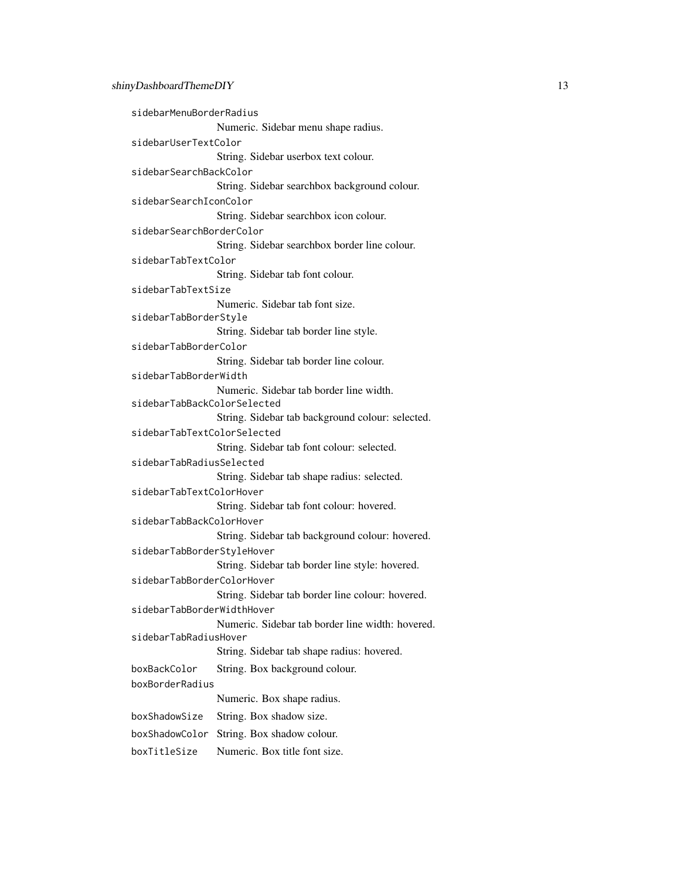`sidebarMenuBorderRadius`
: Numeric. Sidebar menu shape radius.

`sidebarUserTextColor`
: String. Sidebar userbox text colour.

`sidebarSearchBackColor`
: String. Sidebar searchbox background colour.

`sidebarSearchIconColor`
: String. Sidebar searchbox icon colour.

`sidebarSearchBorderColor`
: String. Sidebar searchbox border line colour.

`sidebarTabTextColor`
: String. Sidebar tab font colour.

`sidebarTabTextSize`
: Numeric. Sidebar tab font size.

`sidebarTabBorderStyle`
: String. Sidebar tab border line style.

`sidebarTabBorderColor`
: String. Sidebar tab border line colour.

`sidebarTabBorderWidth`
: Numeric. Sidebar tab border line width.

`sidebarTabBackColorSelected`
: String. Sidebar tab background colour: selected.

`sidebarTabTextColorSelected`
: String. Sidebar tab font colour: selected.

`sidebarTabRadiusSelected`
: String. Sidebar tab shape radius: selected.

`sidebarTabTextColorHover`
: String. Sidebar tab font colour: hovered.

`sidebarTabBackColorHover`
: String. Sidebar tab background colour: hovered.

`sidebarTabBorderStyleHover`
: String. Sidebar tab border line style: hovered.

`sidebarTabBorderColorHover`
: String. Sidebar tab border line colour: hovered.

`sidebarTabBorderWidthHover`
: Numeric. Sidebar tab border line width: hovered.

`sidebarTabRadiusHover`
: String. Sidebar tab shape radius: hovered.

`boxBackColor`
: String. Box background colour.

`boxBorderRadius`
: Numeric. Box shape radius.

`boxShadowSize`
: String. Box shadow size.

`boxShadowColor`
: String. Box shadow colour.

`boxTitleSize`
: Numeric. Box title font size.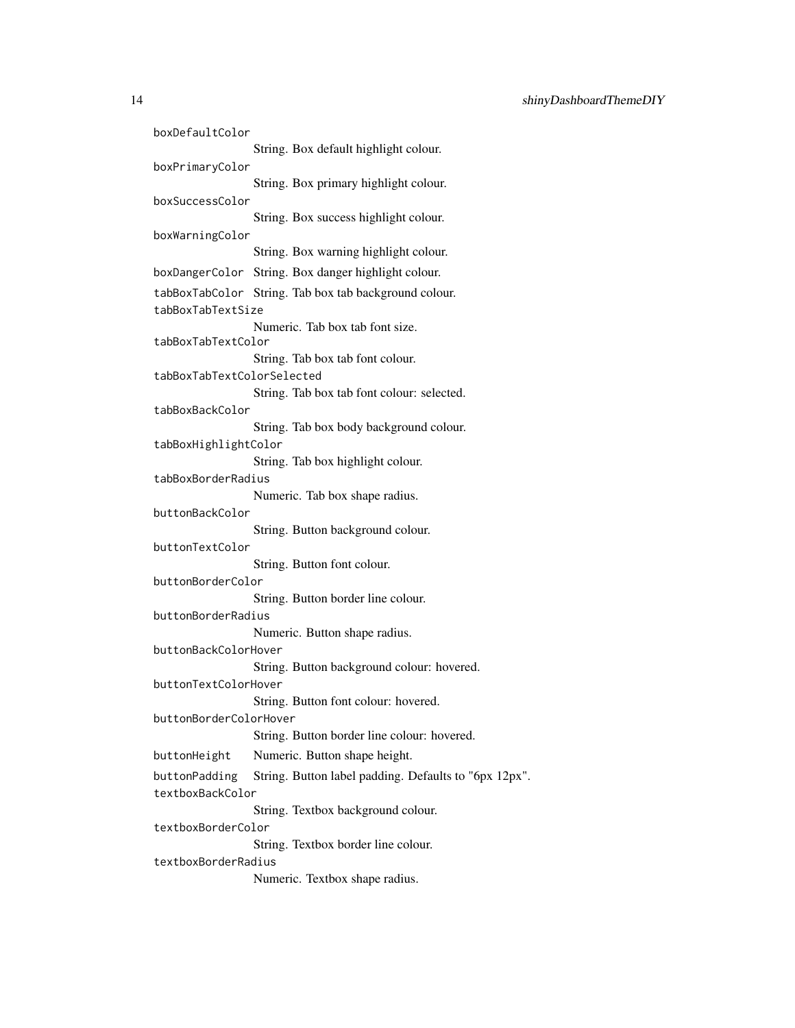`boxDefaultColor`
: String. Box default highlight colour.

`boxPrimaryColor`
: String. Box primary highlight colour.

`boxSuccessColor`
: String. Box success highlight colour.

`boxWarningColor`
: String. Box warning highlight colour.

`boxDangerColor`
: String. Box danger highlight colour.

`tabBoxTabColor`
: String. Tab box tab background colour.

`tabBoxTabTextSize`
: Numeric. Tab box tab font size.

`tabBoxTabTextColor`
: String. Tab box tab font colour.

`tabBoxTabTextColorSelected`
: String. Tab box tab font colour: selected.

`tabBoxBackColor`
: String. Tab box body background colour.

`tabBoxHighlightColor`
: String. Tab box highlight colour.

`tabBoxBorderRadius`
: Numeric. Tab box shape radius.

`buttonBackColor`
: String. Button background colour.

`buttonTextColor`
: String. Button font colour.

`buttonBorderColor`
: String. Button border line colour.

`buttonBorderRadius`
: Numeric. Button shape radius.

`buttonBackColorHover`
: String. Button background colour: hovered.

`buttonTextColorHover`
: String. Button font colour: hovered.

`buttonBorderColorHover`
: String. Button border line colour: hovered.

`buttonHeight`
: Numeric. Button shape height.

`buttonPadding`
: String. Button label padding. Defaults to "6px 12px".

`textboxBackColor`
: String. Textbox background colour.

`textboxBorderColor`
: String. Textbox border line colour.

`textboxBorderRadius`
: Numeric. Textbox shape radius.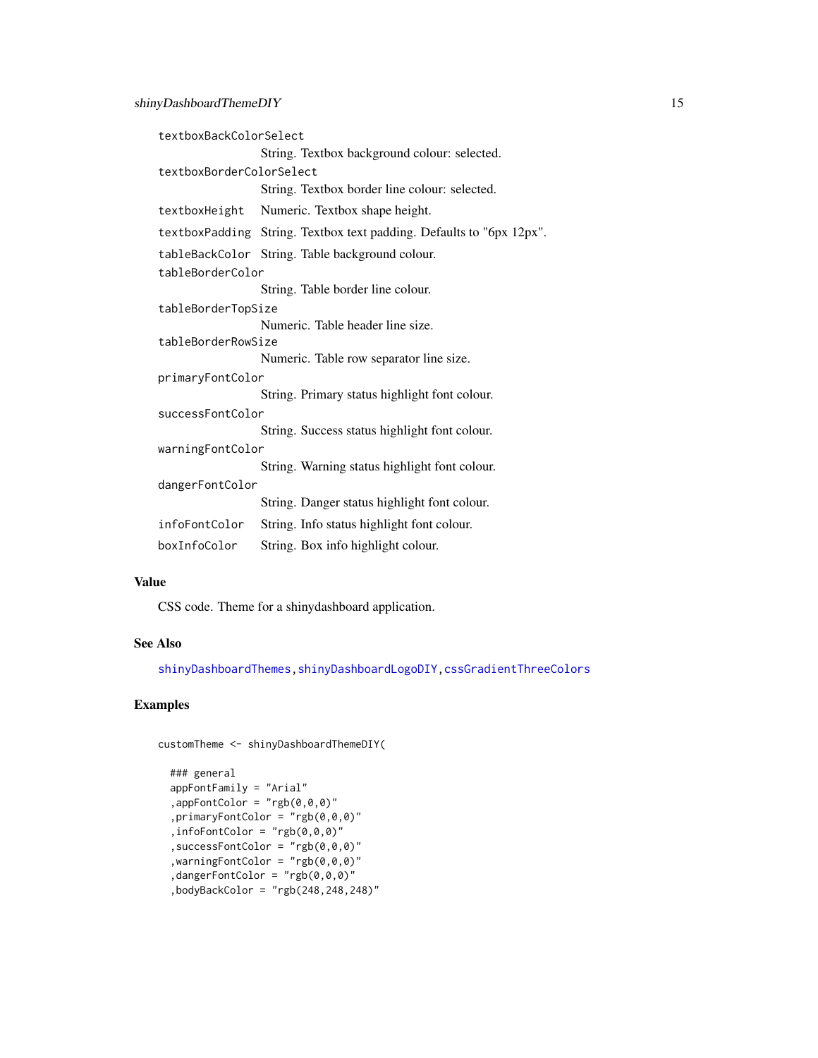`textboxBackColorSelect`
String. Textbox background colour: selected.

`textboxBorderColorSelect`
String. Textbox border line colour: selected.

`textboxHeight`
Numeric. Textbox shape height.

`textboxPadding`
String. Textbox text padding. Defaults to "6px 12px".

`tableBackColor`
String. Table background colour.

`tableBorderColor`
String. Table border line colour.

`tableBorderTopSize`
Numeric. Table header line size.

`tableBorderRowSize`
Numeric. Table row separator line size.

`primaryFontColor`
String. Primary status highlight font colour.

`successFontColor`
String. Success status highlight font colour.

`warningFontColor`
String. Warning status highlight font colour.

`dangerFontColor`
String. Danger status highlight font colour.

`infoFontColor`
String. Info status highlight font colour.

`boxInfoColor`
String. Box info highlight colour.

## Value

CSS code. Theme for a shinydashboard application.

## See Also

shinyDashboardThemes, shinyDashboardLogoDIY, cssGradientThreeColors

## Examples

```
customTheme <- shinyDashboardThemeDIY(

  ### general
  appFontFamily = "Arial"
  ,appFontColor = "rgb(0,0,0)"
  ,primaryFontColor = "rgb(0,0,0)"
  ,infoFontColor = "rgb(0,0,0)"
  ,successFontColor = "rgb(0,0,0)"
  ,warningFontColor = "rgb(0,0,0)"
  ,dangerFontColor = "rgb(0,0,0)"
  ,bodyBackColor = "rgb(248,248,248)"
```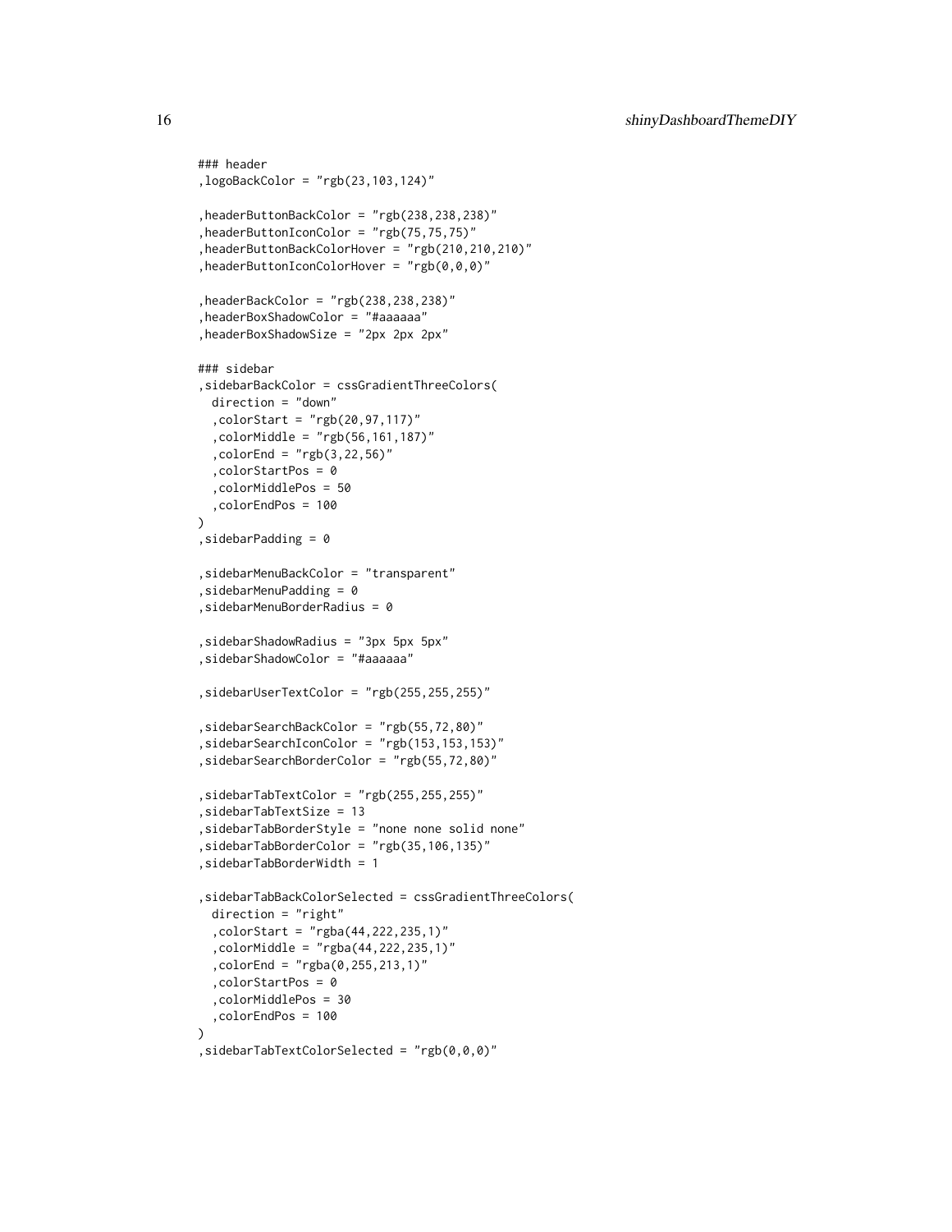```
### header
,logoBackColor = "rgb(23,103,124)"

,headerButtonBackColor = "rgb(238,238,238)"
,headerButtonIconColor = "rgb(75,75,75)"
,headerButtonBackColorHover = "rgb(210,210,210)"
,headerButtonIconColorHover = "rgb(0,0,0)"

,headerBackColor = "rgb(238,238,238)"
,headerBoxShadowColor = "#aaaaaa"
,headerBoxShadowSize = "2px 2px 2px"

### sidebar
,sidebarBackColor = cssGradientThreeColors(
  direction = "down"
  ,colorStart = "rgb(20,97,117)"
  ,colorMiddle = "rgb(56,161,187)"
  ,colorEnd = "rgb(3,22,56)"
  ,colorStartPos = 0
  ,colorMiddlePos = 50
  ,colorEndPos = 100
)
,sidebarPadding = 0

,sidebarMenuBackColor = "transparent"
,sidebarMenuPadding = 0
,sidebarMenuBorderRadius = 0

,sidebarShadowRadius = "3px 5px 5px"
,sidebarShadowColor = "#aaaaaa"

,sidebarUserTextColor = "rgb(255,255,255)"

,sidebarSearchBackColor = "rgb(55,72,80)"
,sidebarSearchIconColor = "rgb(153,153,153)"
,sidebarSearchBorderColor = "rgb(55,72,80)"

,sidebarTabTextColor = "rgb(255,255,255)"
,sidebarTabTextSize = 13
,sidebarTabBorderStyle = "none none solid none"
,sidebarTabBorderColor = "rgb(35,106,135)"
,sidebarTabBorderWidth = 1

,sidebarTabBackColorSelected = cssGradientThreeColors(
  direction = "right"
  ,colorStart = "rgba(44,222,235,1)"
  ,colorMiddle = "rgba(44,222,235,1)"
  ,colorEnd = "rgba(0,255,213,1)"
  ,colorStartPos = 0
  ,colorMiddlePos = 30
  ,colorEndPos = 100
)
,sidebarTabTextColorSelected = "rgb(0,0,0)"
```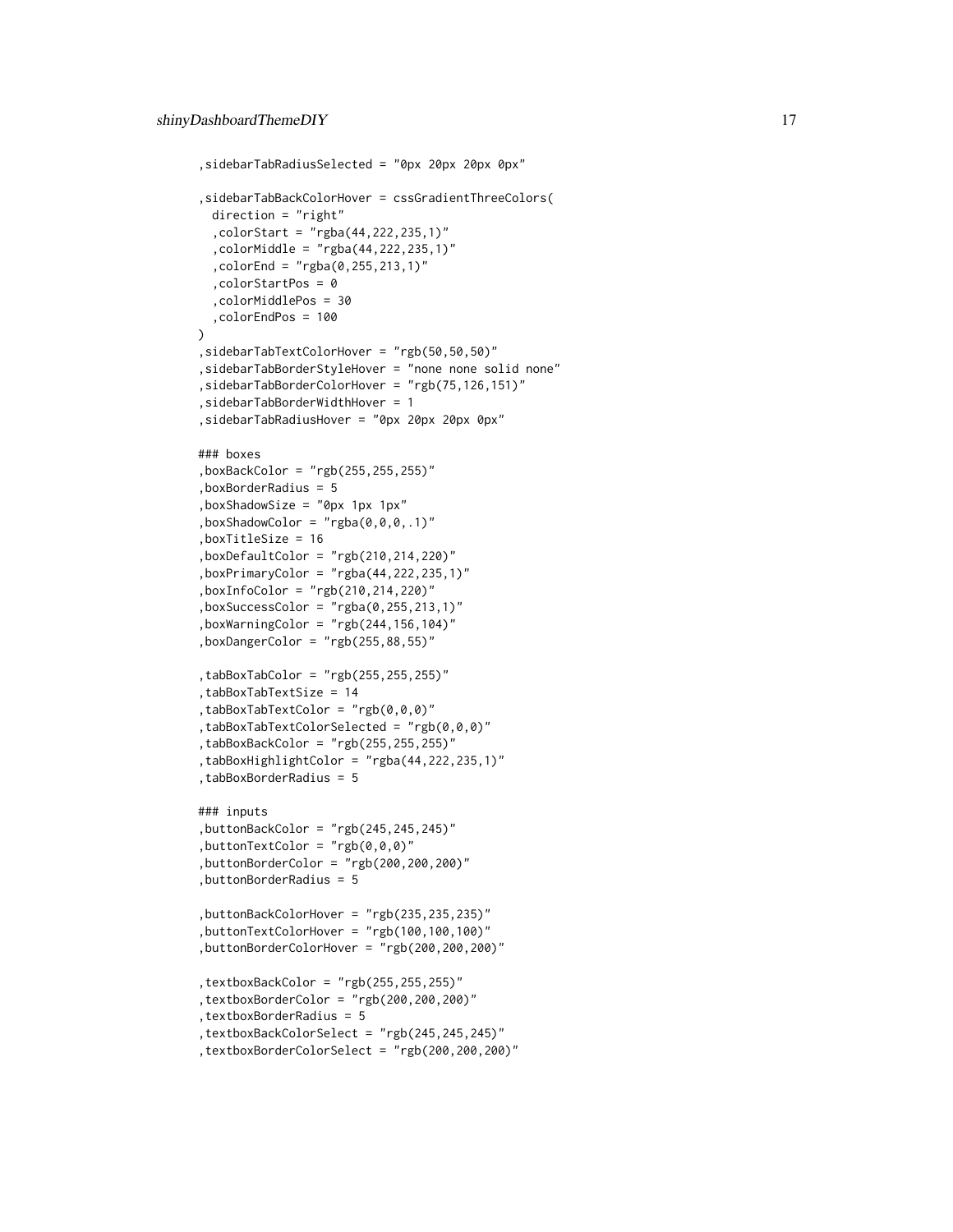```
,sidebarTabRadiusSelected = "0px 20px 20px 0px"

,sidebarTabBackColorHover = cssGradientThreeColors(
  direction = "right"
  ,colorStart = "rgba(44,222,235,1)"
  ,colorMiddle = "rgba(44,222,235,1)"
  ,colorEnd = "rgba(0,255,213,1)"
  ,colorStartPos = 0
  ,colorMiddlePos = 30
  ,colorEndPos = 100
)
,sidebarTabTextColorHover = "rgb(50,50,50)"
,sidebarTabBorderStyleHover = "none none solid none"
,sidebarTabBorderColorHover = "rgb(75,126,151)"
,sidebarTabBorderWidthHover = 1
,sidebarTabRadiusHover = "0px 20px 20px 0px"

### boxes
,boxBackColor = "rgb(255,255,255)"
,boxBorderRadius = 5
,boxShadowSize = "0px 1px 1px"
,boxShadowColor = "rgba(0,0,0,.1)"
,boxTitleSize = 16
,boxDefaultColor = "rgb(210,214,220)"
,boxPrimaryColor = "rgba(44,222,235,1)"
,boxInfoColor = "rgb(210,214,220)"
,boxSuccessColor = "rgba(0,255,213,1)"
,boxWarningColor = "rgb(244,156,104)"
,boxDangerColor = "rgb(255,88,55)"

,tabBoxTabColor = "rgb(255,255,255)"
,tabBoxTabTextSize = 14
,tabBoxTabTextColor = "rgb(0,0,0)"
,tabBoxTabTextColorSelected = "rgb(0,0,0)"
,tabBoxBackColor = "rgb(255,255,255)"
,tabBoxHighlightColor = "rgba(44,222,235,1)"
,tabBoxBorderRadius = 5

### inputs
,buttonBackColor = "rgb(245,245,245)"
,buttonTextColor = "rgb(0,0,0)"
,buttonBorderColor = "rgb(200,200,200)"
,buttonBorderRadius = 5

,buttonBackColorHover = "rgb(235,235,235)"
,buttonTextColorHover = "rgb(100,100,100)"
,buttonBorderColorHover = "rgb(200,200,200)"

,textboxBackColor = "rgb(255,255,255)"
,textboxBorderColor = "rgb(200,200,200)"
,textboxBorderRadius = 5
,textboxBackColorSelect = "rgb(245,245,245)"
,textboxBorderColorSelect = "rgb(200,200,200)"
```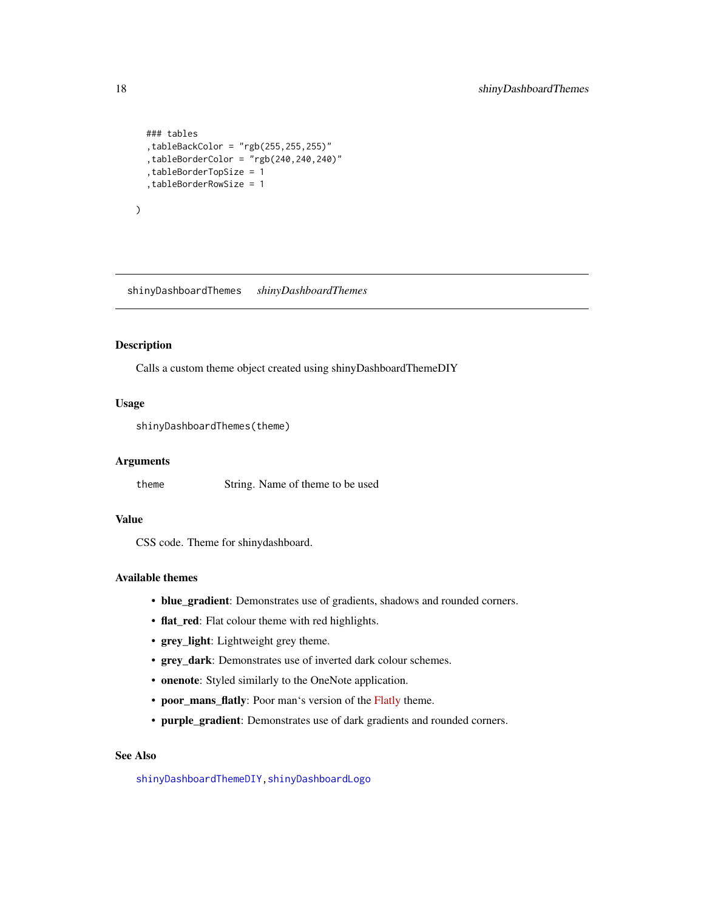```
  ### tables
  ,tableBackColor = "rgb(255,255,255)"
  ,tableBorderColor = "rgb(240,240,240)"
  ,tableBorderTopSize = 1
  ,tableBorderRowSize = 1

)
```

---

## shinyDashboardThemes *shinyDashboardThemes*

---

### Description

Calls a custom theme object created using shinyDashboardThemeDIY

### Usage

```
shinyDashboardThemes(theme)
```

### Arguments

| | |
|---|---|
| `theme` | String. Name of theme to be used |

### Value

CSS code. Theme for shinydashboard.

### Available themes

- **blue_gradient**: Demonstrates use of gradients, shadows and rounded corners.
- **flat_red**: Flat colour theme with red highlights.
- **grey_light**: Lightweight grey theme.
- **grey_dark**: Demonstrates use of inverted dark colour schemes.
- **onenote**: Styled similarly to the OneNote application.
- **poor_mans_flatly**: Poor man's version of the Flatly theme.
- **purple_gradient**: Demonstrates use of dark gradients and rounded corners.

### See Also

`shinyDashboardThemeDIY`, `shinyDashboardLogo`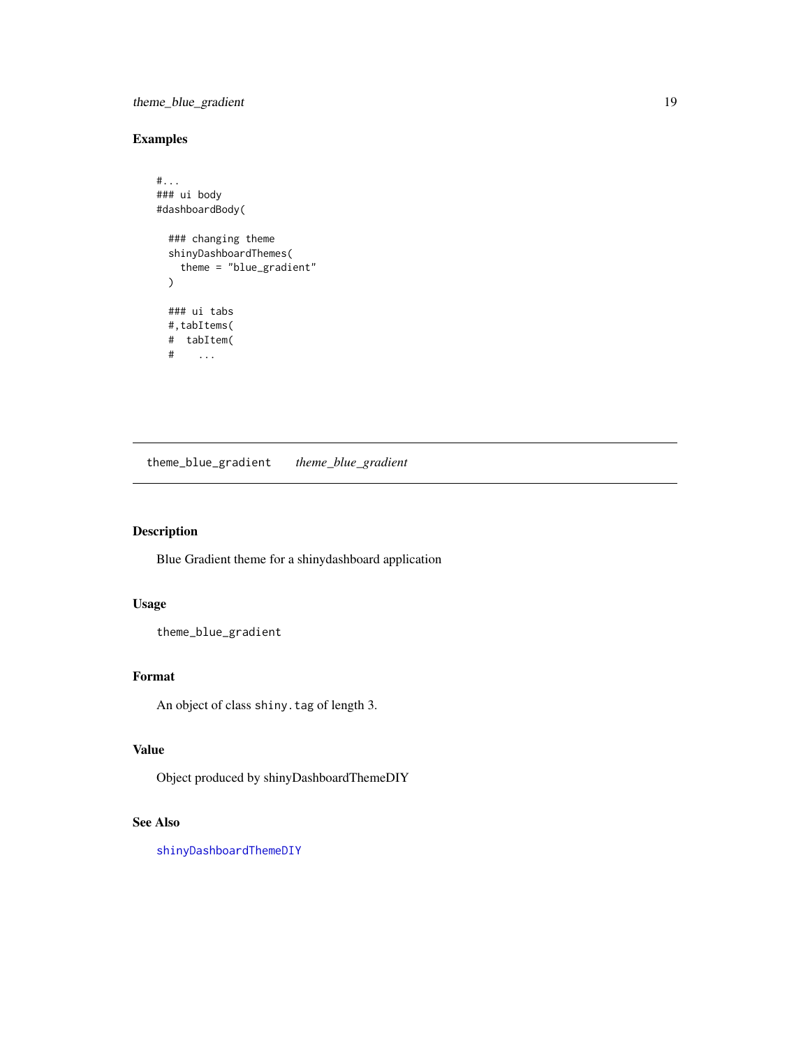## Examples

```
#...
### ui body
#dashboardBody(

  ### changing theme
  shinyDashboardThemes(
    theme = "blue_gradient"
  )

  ### ui tabs
  #,tabItems(
  #  tabItem(
  #    ...
```

---

## theme_blue_gradient &nbsp;&nbsp;&nbsp; *theme_blue_gradient*

---

### Description

Blue Gradient theme for a shinydashboard application

### Usage

```
theme_blue_gradient
```

### Format

An object of class `shiny.tag` of length 3.

### Value

Object produced by shinyDashboardThemeDIY

### See Also

`shinyDashboardThemeDIY`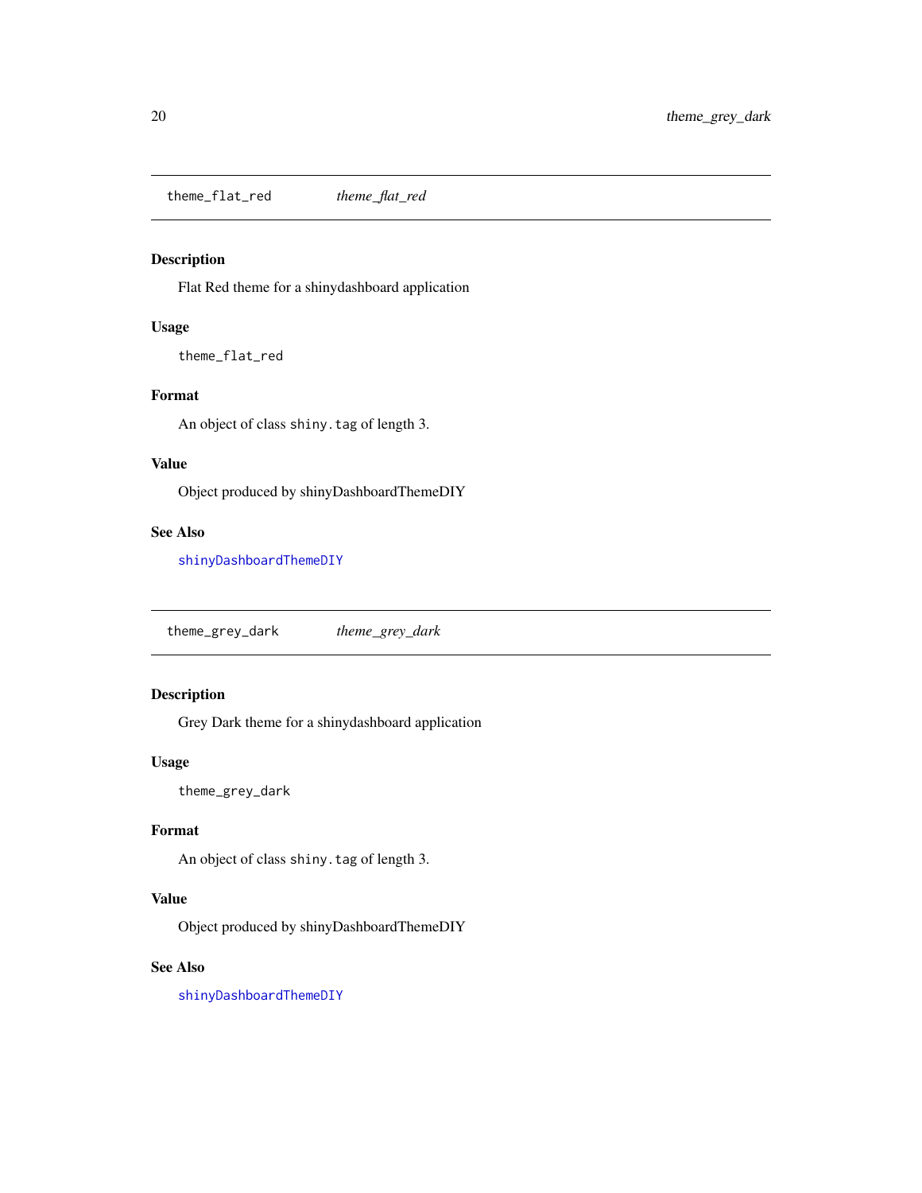## `theme_flat_red` *theme_flat_red*

### Description

Flat Red theme for a shinydashboard application

### Usage

```
theme_flat_red
```

### Format

An object of class `shiny.tag` of length 3.

### Value

Object produced by shinyDashboardThemeDIY

### See Also

`shinyDashboardThemeDIY`

## `theme_grey_dark` *theme_grey_dark*

### Description

Grey Dark theme for a shinydashboard application

### Usage

```
theme_grey_dark
```

### Format

An object of class `shiny.tag` of length 3.

### Value

Object produced by shinyDashboardThemeDIY

### See Also

`shinyDashboardThemeDIY`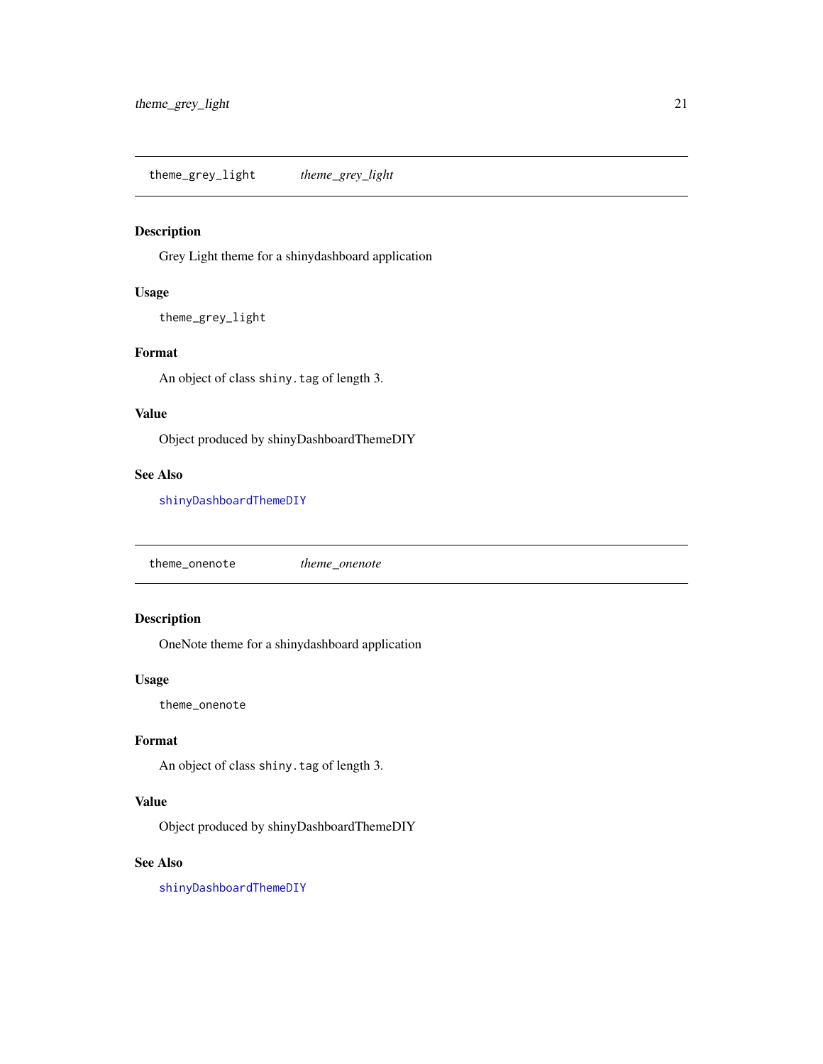## theme_grey_light *theme_grey_light*

### Description

Grey Light theme for a shinydashboard application

### Usage

```
theme_grey_light
```

### Format

An object of class `shiny.tag` of length 3.

### Value

Object produced by shinyDashboardThemeDIY

### See Also

`shinyDashboardThemeDIY`

## theme_onenote *theme_onenote*

### Description

OneNote theme for a shinydashboard application

### Usage

```
theme_onenote
```

### Format

An object of class `shiny.tag` of length 3.

### Value

Object produced by shinyDashboardThemeDIY

### See Also

`shinyDashboardThemeDIY`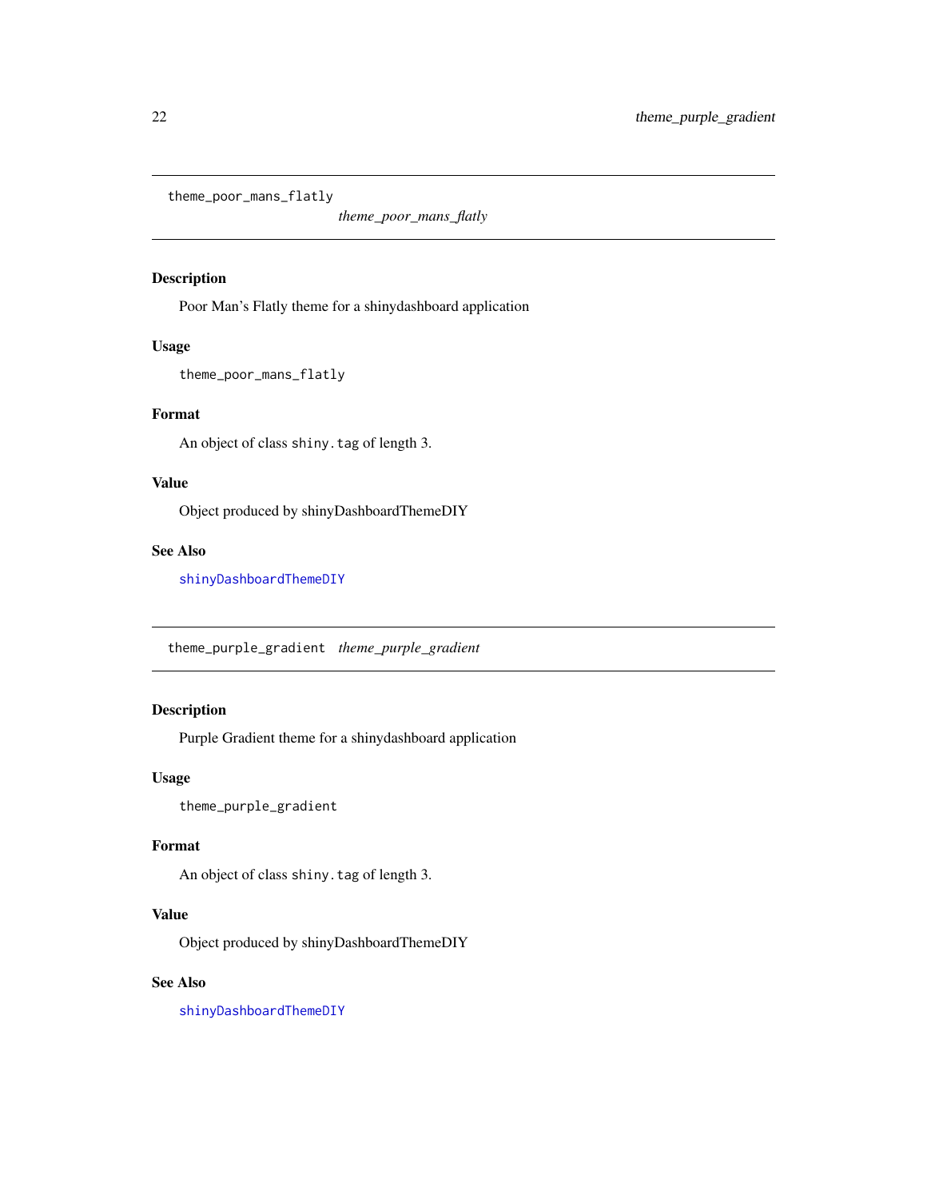## theme_poor_mans_flatly *theme_poor_mans_flatly*

### Description

Poor Man's Flatly theme for a shinydashboard application

### Usage

```
theme_poor_mans_flatly
```

### Format

An object of class `shiny.tag` of length 3.

### Value

Object produced by shinyDashboardThemeDIY

### See Also

`shinyDashboardThemeDIY`

## theme_purple_gradient *theme_purple_gradient*

### Description

Purple Gradient theme for a shinydashboard application

### Usage

```
theme_purple_gradient
```

### Format

An object of class `shiny.tag` of length 3.

### Value

Object produced by shinyDashboardThemeDIY

### See Also

`shinyDashboardThemeDIY`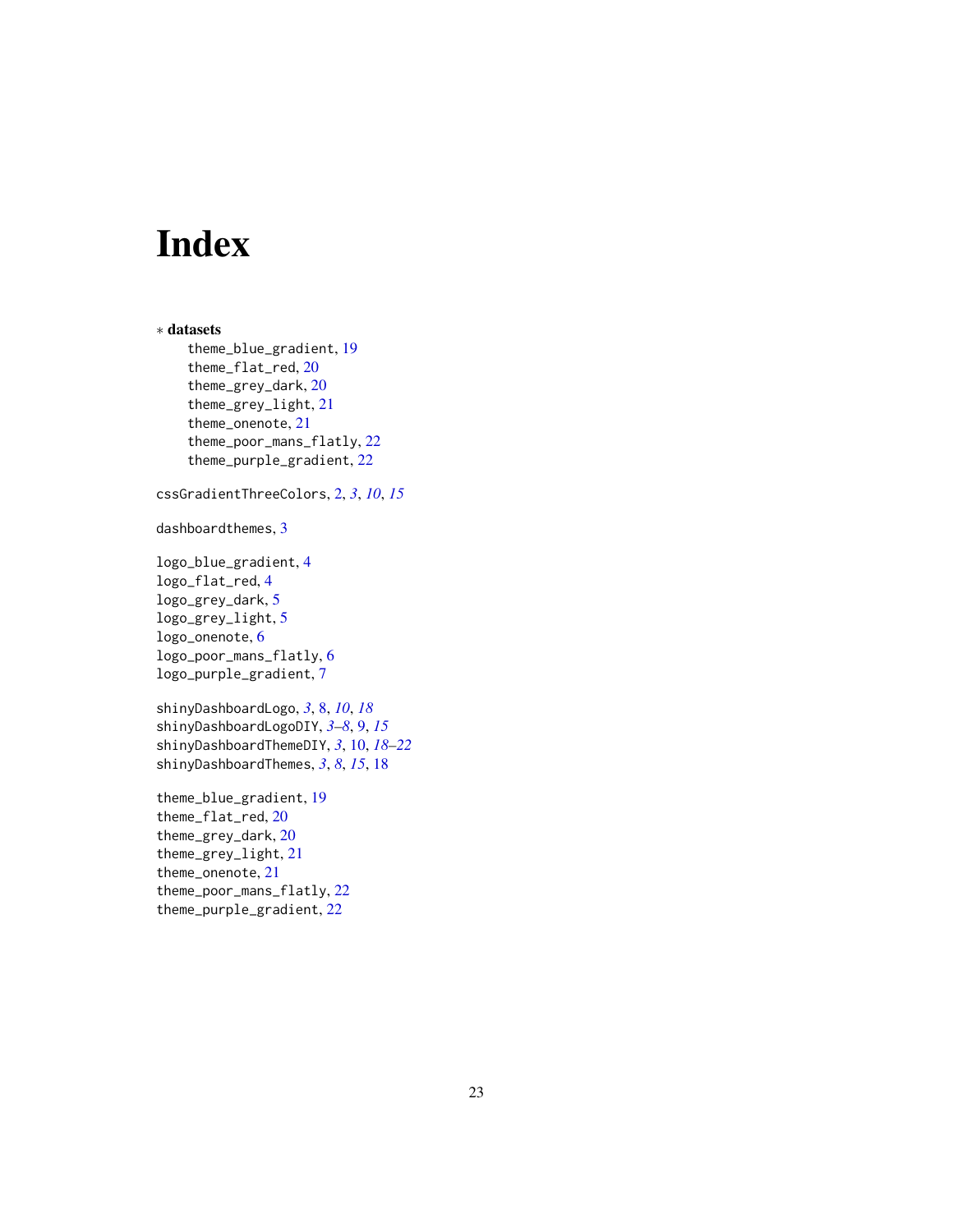# Index

∗ **datasets**

theme_blue_gradient, 19
theme_flat_red, 20
theme_grey_dark, 20
theme_grey_light, 21
theme_onenote, 21
theme_poor_mans_flatly, 22
theme_purple_gradient, 22

cssGradientThreeColors, 2, *3*, *10*, *15*

dashboardthemes, 3

logo_blue_gradient, 4
logo_flat_red, 4
logo_grey_dark, 5
logo_grey_light, 5
logo_onenote, 6
logo_poor_mans_flatly, 6
logo_purple_gradient, 7

shinyDashboardLogo, *3*, 8, *10*, *18*
shinyDashboardLogoDIY, *3–8*, 9, *15*
shinyDashboardThemeDIY, *3*, 10, *18–22*
shinyDashboardThemes, *3*, *8*, *15*, 18

theme_blue_gradient, 19
theme_flat_red, 20
theme_grey_dark, 20
theme_grey_light, 21
theme_onenote, 21
theme_poor_mans_flatly, 22
theme_purple_gradient, 22